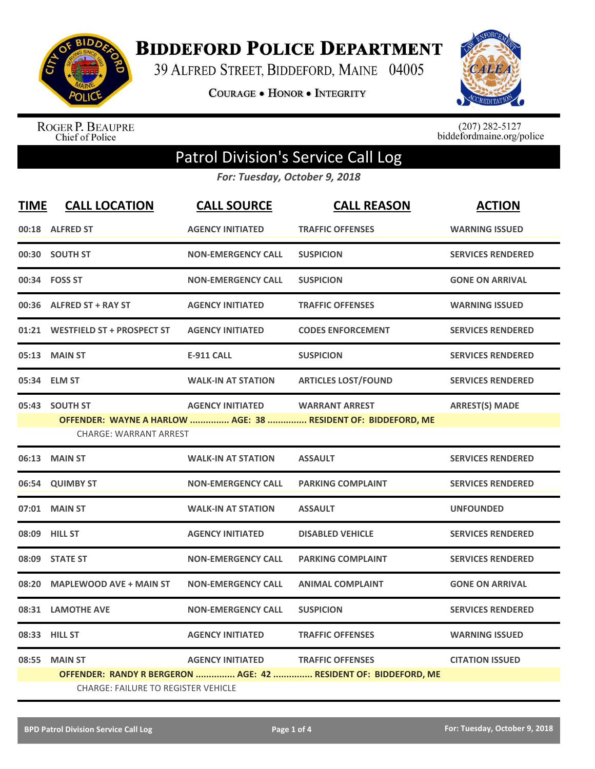# BIDDEFORD POLICE DEPARTMENT

39 ALFRED STREET, BIDDEFORD, MAINE 04005

COURAGE • HONOR • INTEGRITY

ROGER P. BEAUPRE
Chief of Police

(207) 282-5127
biddefordmaine.org/police

## Patrol Division's Service Call Log

*For: Tuesday, October 9, 2018*

| TIME | CALL LOCATION | CALL SOURCE | CALL REASON | ACTION |
|---|---|---|---|---|
| 00:18 | ALFRED ST | AGENCY INITIATED | TRAFFIC OFFENSES | WARNING ISSUED |
| 00:30 | SOUTH ST | NON-EMERGENCY CALL | SUSPICION | SERVICES RENDERED |
| 00:34 | FOSS ST | NON-EMERGENCY CALL | SUSPICION | GONE ON ARRIVAL |
| 00:36 | ALFRED ST + RAY ST | AGENCY INITIATED | TRAFFIC OFFENSES | WARNING ISSUED |
| 01:21 | WESTFIELD ST + PROSPECT ST | AGENCY INITIATED | CODES ENFORCEMENT | SERVICES RENDERED |
| 05:13 | MAIN ST | E-911 CALL | SUSPICION | SERVICES RENDERED |
| 05:34 | ELM ST | WALK-IN AT STATION | ARTICLES LOST/FOUND | SERVICES RENDERED |
| 05:43 | SOUTH ST | AGENCY INITIATED | WARRANT ARREST | ARREST(S) MADE |
| | OFFENDER: WAYNE A HARLOW ............... AGE: 38 ............... RESIDENT OF: BIDDEFORD, ME | | | |
| | CHARGE: WARRANT ARREST | | | |
| 06:13 | MAIN ST | WALK-IN AT STATION | ASSAULT | SERVICES RENDERED |
| 06:54 | QUIMBY ST | NON-EMERGENCY CALL | PARKING COMPLAINT | SERVICES RENDERED |
| 07:01 | MAIN ST | WALK-IN AT STATION | ASSAULT | UNFOUNDED |
| 08:09 | HILL ST | AGENCY INITIATED | DISABLED VEHICLE | SERVICES RENDERED |
| 08:09 | STATE ST | NON-EMERGENCY CALL | PARKING COMPLAINT | SERVICES RENDERED |
| 08:20 | MAPLEWOOD AVE + MAIN ST | NON-EMERGENCY CALL | ANIMAL COMPLAINT | GONE ON ARRIVAL |
| 08:31 | LAMOTHE AVE | NON-EMERGENCY CALL | SUSPICION | SERVICES RENDERED |
| 08:33 | HILL ST | AGENCY INITIATED | TRAFFIC OFFENSES | WARNING ISSUED |
| 08:55 | MAIN ST | AGENCY INITIATED | TRAFFIC OFFENSES | CITATION ISSUED |
| | OFFENDER: RANDY R BERGERON ............... AGE: 42 ............... RESIDENT OF: BIDDEFORD, ME | | | |
| | CHARGE: FAILURE TO REGISTER VEHICLE | | | |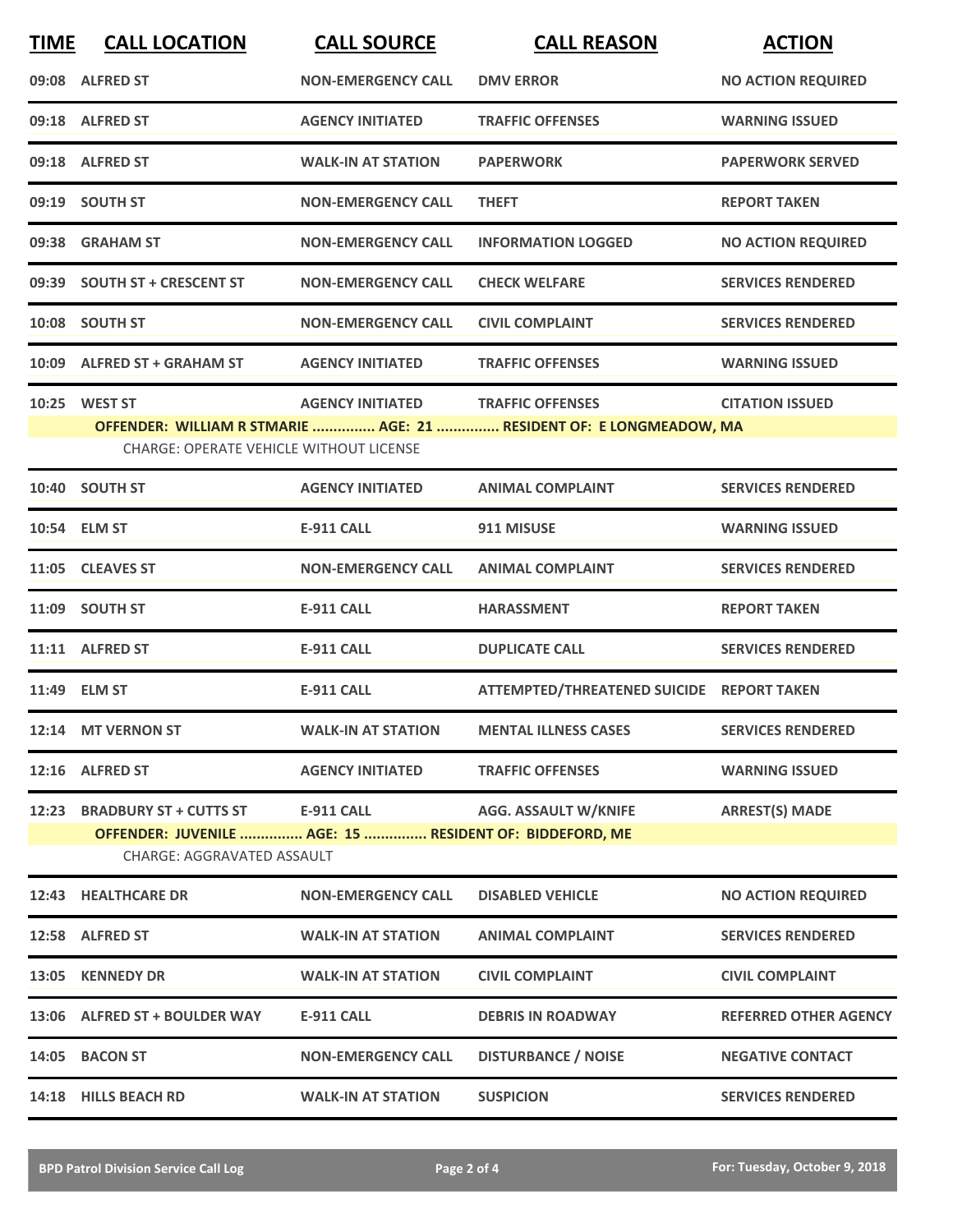| TIME | CALL LOCATION | CALL SOURCE | CALL REASON | ACTION |
|---|---|---|---|---|
| 09:08 | ALFRED ST | NON-EMERGENCY CALL | DMV ERROR | NO ACTION REQUIRED |
| 09:18 | ALFRED ST | AGENCY INITIATED | TRAFFIC OFFENSES | WARNING ISSUED |
| 09:18 | ALFRED ST | WALK-IN AT STATION | PAPERWORK | PAPERWORK SERVED |
| 09:19 | SOUTH ST | NON-EMERGENCY CALL | THEFT | REPORT TAKEN |
| 09:38 | GRAHAM ST | NON-EMERGENCY CALL | INFORMATION LOGGED | NO ACTION REQUIRED |
| 09:39 | SOUTH ST + CRESCENT ST | NON-EMERGENCY CALL | CHECK WELFARE | SERVICES RENDERED |
| 10:08 | SOUTH ST | NON-EMERGENCY CALL | CIVIL COMPLAINT | SERVICES RENDERED |
| 10:09 | ALFRED ST + GRAHAM ST | AGENCY INITIATED | TRAFFIC OFFENSES | WARNING ISSUED |
| 10:25 | WEST ST | AGENCY INITIATED | TRAFFIC OFFENSES | CITATION ISSUED |
| | OFFENDER: WILLIAM R STMARIE ............... AGE: 21 ............... RESIDENT OF: E LONGMEADOW, MA | | | |
| | CHARGE: OPERATE VEHICLE WITHOUT LICENSE | | | |
| 10:40 | SOUTH ST | AGENCY INITIATED | ANIMAL COMPLAINT | SERVICES RENDERED |
| 10:54 | ELM ST | E-911 CALL | 911 MISUSE | WARNING ISSUED |
| 11:05 | CLEAVES ST | NON-EMERGENCY CALL | ANIMAL COMPLAINT | SERVICES RENDERED |
| 11:09 | SOUTH ST | E-911 CALL | HARASSMENT | REPORT TAKEN |
| 11:11 | ALFRED ST | E-911 CALL | DUPLICATE CALL | SERVICES RENDERED |
| 11:49 | ELM ST | E-911 CALL | ATTEMPTED/THREATENED SUICIDE | REPORT TAKEN |
| 12:14 | MT VERNON ST | WALK-IN AT STATION | MENTAL ILLNESS CASES | SERVICES RENDERED |
| 12:16 | ALFRED ST | AGENCY INITIATED | TRAFFIC OFFENSES | WARNING ISSUED |
| 12:23 | BRADBURY ST + CUTTS ST | E-911 CALL | AGG. ASSAULT W/KNIFE | ARREST(S) MADE |
| | OFFENDER: JUVENILE ............... AGE: 15 ............... RESIDENT OF: BIDDEFORD, ME | | | |
| | CHARGE: AGGRAVATED ASSAULT | | | |
| 12:43 | HEALTHCARE DR | NON-EMERGENCY CALL | DISABLED VEHICLE | NO ACTION REQUIRED |
| 12:58 | ALFRED ST | WALK-IN AT STATION | ANIMAL COMPLAINT | SERVICES RENDERED |
| 13:05 | KENNEDY DR | WALK-IN AT STATION | CIVIL COMPLAINT | CIVIL COMPLAINT |
| 13:06 | ALFRED ST + BOULDER WAY | E-911 CALL | DEBRIS IN ROADWAY | REFERRED OTHER AGENCY |
| 14:05 | BACON ST | NON-EMERGENCY CALL | DISTURBANCE / NOISE | NEGATIVE CONTACT |
| 14:18 | HILLS BEACH RD | WALK-IN AT STATION | SUSPICION | SERVICES RENDERED |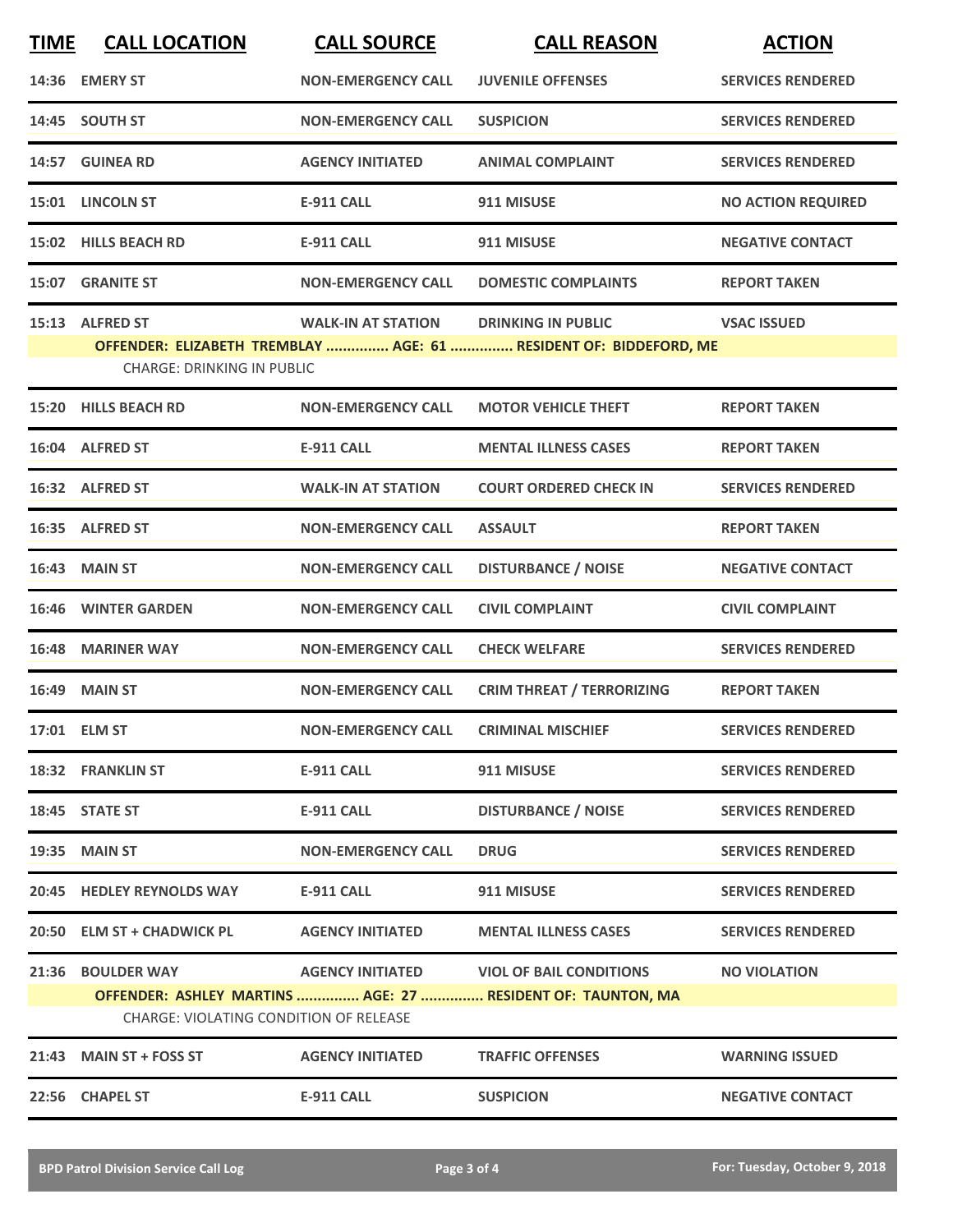| TIME | CALL LOCATION | CALL SOURCE | CALL REASON | ACTION |
|---|---|---|---|---|
| 14:36 | EMERY ST | NON-EMERGENCY CALL | JUVENILE OFFENSES | SERVICES RENDERED |
| 14:45 | SOUTH ST | NON-EMERGENCY CALL | SUSPICION | SERVICES RENDERED |
| 14:57 | GUINEA RD | AGENCY INITIATED | ANIMAL COMPLAINT | SERVICES RENDERED |
| 15:01 | LINCOLN ST | E-911 CALL | 911 MISUSE | NO ACTION REQUIRED |
| 15:02 | HILLS BEACH RD | E-911 CALL | 911 MISUSE | NEGATIVE CONTACT |
| 15:07 | GRANITE ST | NON-EMERGENCY CALL | DOMESTIC COMPLAINTS | REPORT TAKEN |
| 15:13 | ALFRED ST | WALK-IN AT STATION | DRINKING IN PUBLIC | VSAC ISSUED |
| | OFFENDER: ELIZABETH TREMBLAY ............... AGE: 61 ............... RESIDENT OF: BIDDEFORD, ME | | | |
| | CHARGE: DRINKING IN PUBLIC | | | |
| 15:20 | HILLS BEACH RD | NON-EMERGENCY CALL | MOTOR VEHICLE THEFT | REPORT TAKEN |
| 16:04 | ALFRED ST | E-911 CALL | MENTAL ILLNESS CASES | REPORT TAKEN |
| 16:32 | ALFRED ST | WALK-IN AT STATION | COURT ORDERED CHECK IN | SERVICES RENDERED |
| 16:35 | ALFRED ST | NON-EMERGENCY CALL | ASSAULT | REPORT TAKEN |
| 16:43 | MAIN ST | NON-EMERGENCY CALL | DISTURBANCE / NOISE | NEGATIVE CONTACT |
| 16:46 | WINTER GARDEN | NON-EMERGENCY CALL | CIVIL COMPLAINT | CIVIL COMPLAINT |
| 16:48 | MARINER WAY | NON-EMERGENCY CALL | CHECK WELFARE | SERVICES RENDERED |
| 16:49 | MAIN ST | NON-EMERGENCY CALL | CRIM THREAT / TERRORIZING | REPORT TAKEN |
| 17:01 | ELM ST | NON-EMERGENCY CALL | CRIMINAL MISCHIEF | SERVICES RENDERED |
| 18:32 | FRANKLIN ST | E-911 CALL | 911 MISUSE | SERVICES RENDERED |
| 18:45 | STATE ST | E-911 CALL | DISTURBANCE / NOISE | SERVICES RENDERED |
| 19:35 | MAIN ST | NON-EMERGENCY CALL | DRUG | SERVICES RENDERED |
| 20:45 | HEDLEY REYNOLDS WAY | E-911 CALL | 911 MISUSE | SERVICES RENDERED |
| 20:50 | ELM ST + CHADWICK PL | AGENCY INITIATED | MENTAL ILLNESS CASES | SERVICES RENDERED |
| 21:36 | BOULDER WAY | AGENCY INITIATED | VIOL OF BAIL CONDITIONS | NO VIOLATION |
| | OFFENDER: ASHLEY MARTINS ............... AGE: 27 ............... RESIDENT OF: TAUNTON, MA | | | |
| | CHARGE: VIOLATING CONDITION OF RELEASE | | | |
| 21:43 | MAIN ST + FOSS ST | AGENCY INITIATED | TRAFFIC OFFENSES | WARNING ISSUED |
| 22:56 | CHAPEL ST | E-911 CALL | SUSPICION | NEGATIVE CONTACT |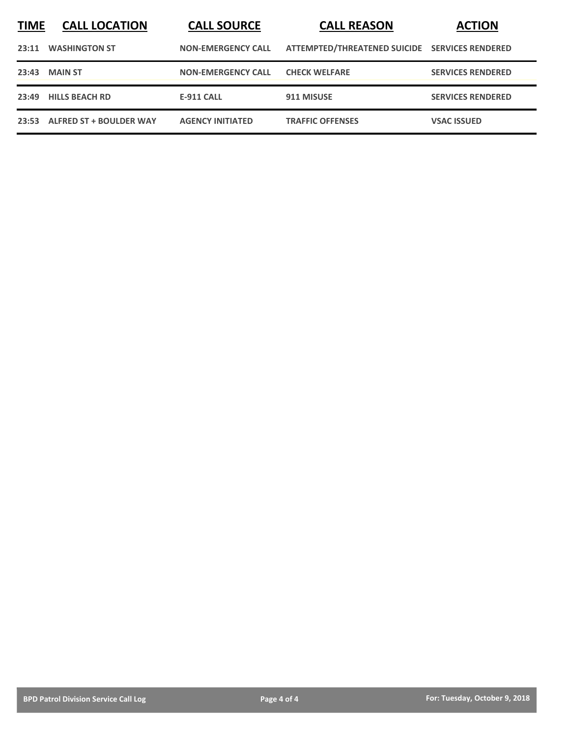| TIME | CALL LOCATION | CALL SOURCE | CALL REASON | ACTION |
| --- | --- | --- | --- | --- |
| 23:11 | WASHINGTON ST | NON-EMERGENCY CALL | ATTEMPTED/THREATENED SUICIDE | SERVICES RENDERED |
| 23:43 | MAIN ST | NON-EMERGENCY CALL | CHECK WELFARE | SERVICES RENDERED |
| 23:49 | HILLS BEACH RD | E-911 CALL | 911 MISUSE | SERVICES RENDERED |
| 23:53 | ALFRED ST + BOULDER WAY | AGENCY INITIATED | TRAFFIC OFFENSES | VSAC ISSUED |